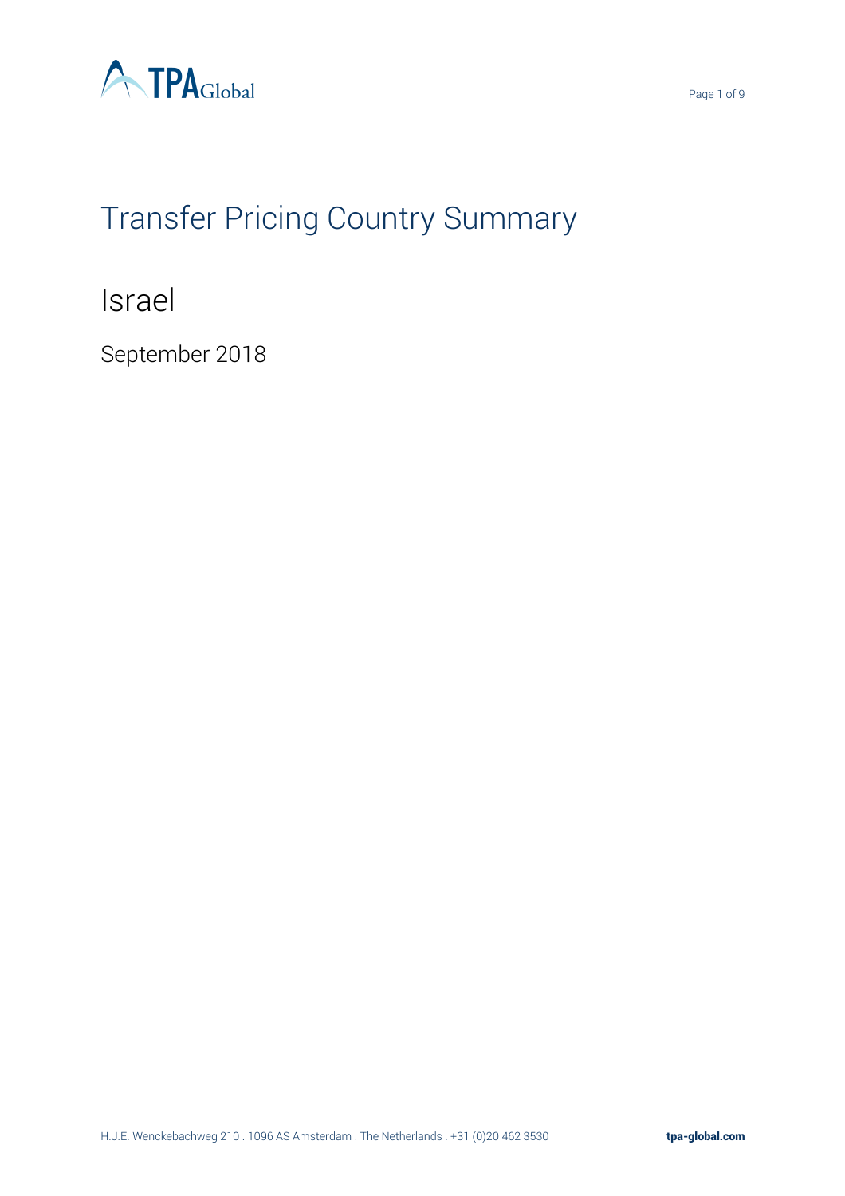# Transfer Pricing Country Summary

## Israel

September 2018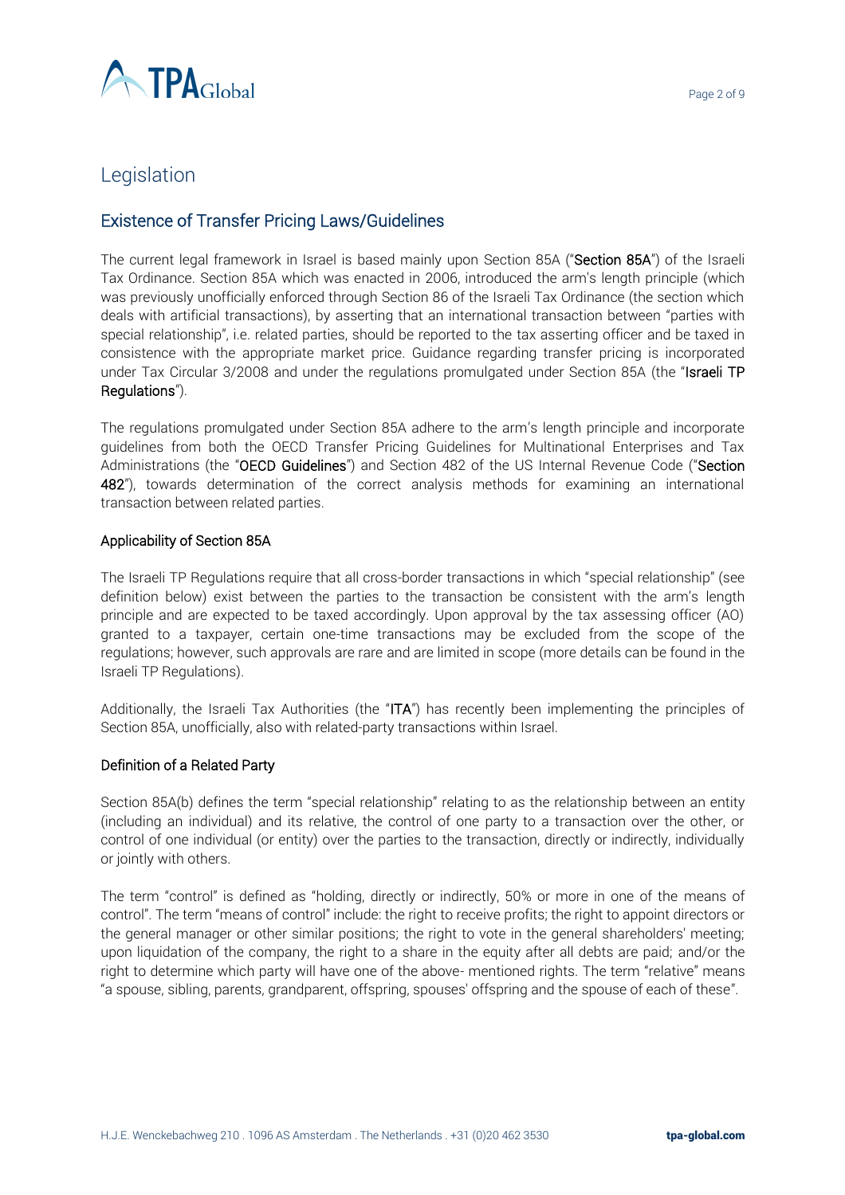# Legislation

## Existence of Transfer Pricing Laws/Guidelines

The current legal framework in Israel is based mainly upon Section 85A ("**Section 85A**") of the Israeli Tax Ordinance. Section 85A which was enacted in 2006, introduced the arm's length principle (which was previously unofficially enforced through Section 86 of the Israeli Tax Ordinance (the section which deals with artificial transactions), by asserting that an international transaction between "parties with special relationship", i.e. related parties, should be reported to the tax asserting officer and be taxed in consistence with the appropriate market price. Guidance regarding transfer pricing is incorporated under Tax Circular 3/2008 and under the regulations promulgated under Section 85A (the "**Israeli TP Regulations**").

The regulations promulgated under Section 85A adhere to the arm's length principle and incorporate guidelines from both the OECD Transfer Pricing Guidelines for Multinational Enterprises and Tax Administrations (the "**OECD Guidelines**") and Section 482 of the US Internal Revenue Code ("**Section 482**"), towards determination of the correct analysis methods for examining an international transaction between related parties.

### Applicability of Section 85A

The Israeli TP Regulations require that all cross-border transactions in which "special relationship" (see definition below) exist between the parties to the transaction be consistent with the arm's length principle and are expected to be taxed accordingly. Upon approval by the tax assessing officer (AO) granted to a taxpayer, certain one-time transactions may be excluded from the scope of the regulations; however, such approvals are rare and are limited in scope (more details can be found in the Israeli TP Regulations).

Additionally, the Israeli Tax Authorities (the "**ITA**") has recently been implementing the principles of Section 85A, unofficially, also with related-party transactions within Israel.

### Definition of a Related Party

Section 85A(b) defines the term "special relationship" relating to as the relationship between an entity (including an individual) and its relative, the control of one party to a transaction over the other, or control of one individual (or entity) over the parties to the transaction, directly or indirectly, individually or jointly with others.

The term "control" is defined as "holding, directly or indirectly, 50% or more in one of the means of control". The term "means of control" include: the right to receive profits; the right to appoint directors or the general manager or other similar positions; the right to vote in the general shareholders' meeting; upon liquidation of the company, the right to a share in the equity after all debts are paid; and/or the right to determine which party will have one of the above- mentioned rights. The term "relative" means "a spouse, sibling, parents, grandparent, offspring, spouses' offspring and the spouse of each of these".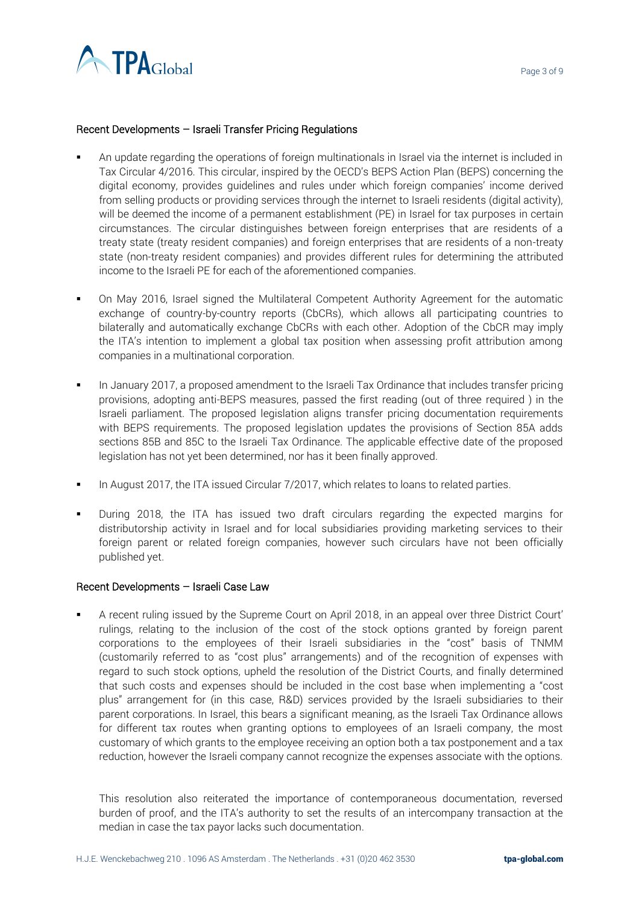## Recent Developments – Israeli Transfer Pricing Regulations

- An update regarding the operations of foreign multinationals in Israel via the internet is included in Tax Circular 4/2016. This circular, inspired by the OECD's BEPS Action Plan (BEPS) concerning the digital economy, provides guidelines and rules under which foreign companies' income derived from selling products or providing services through the internet to Israeli residents (digital activity), will be deemed the income of a permanent establishment (PE) in Israel for tax purposes in certain circumstances. The circular distinguishes between foreign enterprises that are residents of a treaty state (treaty resident companies) and foreign enterprises that are residents of a non-treaty state (non-treaty resident companies) and provides different rules for determining the attributed income to the Israeli PE for each of the aforementioned companies.

- On May 2016, Israel signed the Multilateral Competent Authority Agreement for the automatic exchange of country-by-country reports (CbCRs), which allows all participating countries to bilaterally and automatically exchange CbCRs with each other. Adoption of the CbCR may imply the ITA's intention to implement a global tax position when assessing profit attribution among companies in a multinational corporation.

- In January 2017, a proposed amendment to the Israeli Tax Ordinance that includes transfer pricing provisions, adopting anti-BEPS measures, passed the first reading (out of three required ) in the Israeli parliament. The proposed legislation aligns transfer pricing documentation requirements with BEPS requirements. The proposed legislation updates the provisions of Section 85A adds sections 85B and 85C to the Israeli Tax Ordinance. The applicable effective date of the proposed legislation has not yet been determined, nor has it been finally approved.

- In August 2017, the ITA issued Circular 7/2017, which relates to loans to related parties.

- During 2018, the ITA has issued two draft circulars regarding the expected margins for distributorship activity in Israel and for local subsidiaries providing marketing services to their foreign parent or related foreign companies, however such circulars have not been officially published yet.

## Recent Developments – Israeli Case Law

- A recent ruling issued by the Supreme Court on April 2018, in an appeal over three District Court' rulings, relating to the inclusion of the cost of the stock options granted by foreign parent corporations to the employees of their Israeli subsidiaries in the "cost" basis of TNMM (customarily referred to as "cost plus" arrangements) and of the recognition of expenses with regard to such stock options, upheld the resolution of the District Courts, and finally determined that such costs and expenses should be included in the cost base when implementing a "cost plus" arrangement for (in this case, R&D) services provided by the Israeli subsidiaries to their parent corporations. In Israel, this bears a significant meaning, as the Israeli Tax Ordinance allows for different tax routes when granting options to employees of an Israeli company, the most customary of which grants to the employee receiving an option both a tax postponement and a tax reduction, however the Israeli company cannot recognize the expenses associate with the options.

  This resolution also reiterated the importance of contemporaneous documentation, reversed burden of proof, and the ITA's authority to set the results of an intercompany transaction at the median in case the tax payor lacks such documentation.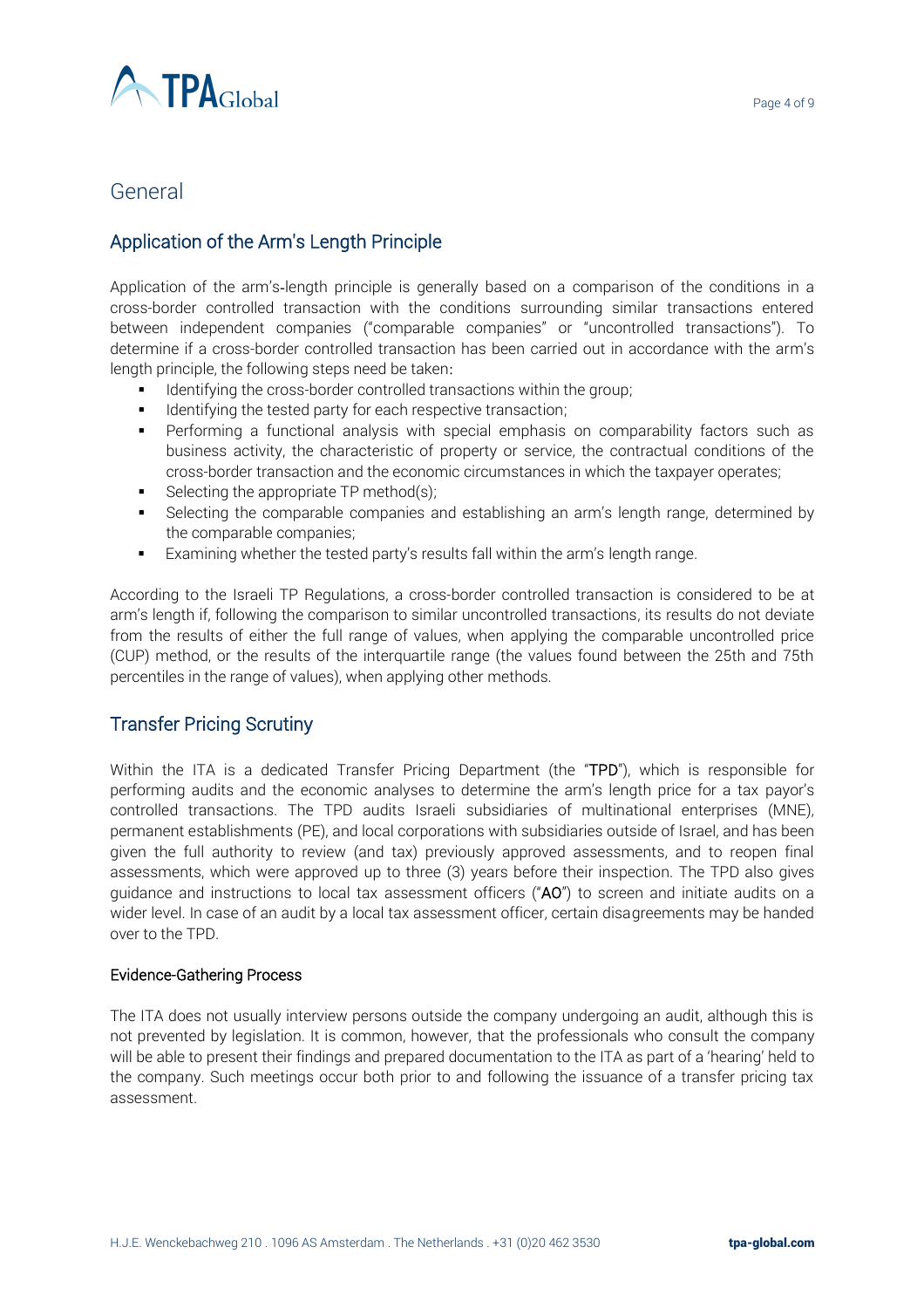# General

## Application of the Arm's Length Principle

Application of the arm's-length principle is generally based on a comparison of the conditions in a cross-border controlled transaction with the conditions surrounding similar transactions entered between independent companies ("comparable companies" or "uncontrolled transactions"). To determine if a cross-border controlled transaction has been carried out in accordance with the arm's length principle, the following steps need be taken:

- Identifying the cross-border controlled transactions within the group;
- Identifying the tested party for each respective transaction;
- Performing a functional analysis with special emphasis on comparability factors such as business activity, the characteristic of property or service, the contractual conditions of the cross-border transaction and the economic circumstances in which the taxpayer operates;
- Selecting the appropriate TP method(s);
- Selecting the comparable companies and establishing an arm's length range, determined by the comparable companies;
- Examining whether the tested party's results fall within the arm's length range.

According to the Israeli TP Regulations, a cross-border controlled transaction is considered to be at arm's length if, following the comparison to similar uncontrolled transactions, its results do not deviate from the results of either the full range of values, when applying the comparable uncontrolled price (CUP) method, or the results of the interquartile range (the values found between the 25th and 75th percentiles in the range of values), when applying other methods.

## Transfer Pricing Scrutiny

Within the ITA is a dedicated Transfer Pricing Department (the "**TPD**"), which is responsible for performing audits and the economic analyses to determine the arm's length price for a tax payor's controlled transactions. The TPD audits Israeli subsidiaries of multinational enterprises (MNE), permanent establishments (PE), and local corporations with subsidiaries outside of Israel, and has been given the full authority to review (and tax) previously approved assessments, and to reopen final assessments, which were approved up to three (3) years before their inspection. The TPD also gives guidance and instructions to local tax assessment officers ("**AO**") to screen and initiate audits on a wider level. In case of an audit by a local tax assessment officer, certain disagreements may be handed over to the TPD.

### Evidence-Gathering Process

The ITA does not usually interview persons outside the company undergoing an audit, although this is not prevented by legislation. It is common, however, that the professionals who consult the company will be able to present their findings and prepared documentation to the ITA as part of a 'hearing' held to the company. Such meetings occur both prior to and following the issuance of a transfer pricing tax assessment.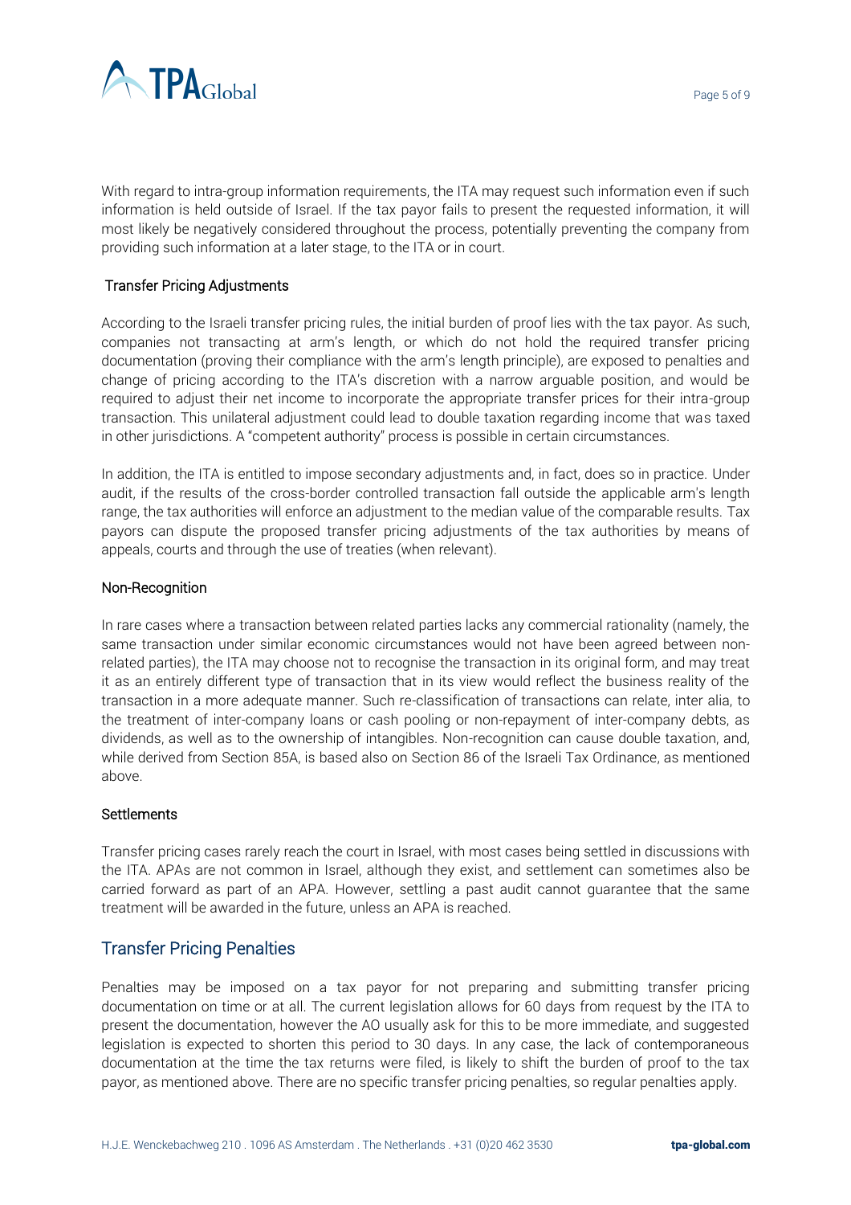With regard to intra-group information requirements, the ITA may request such information even if such information is held outside of Israel. If the tax payor fails to present the requested information, it will most likely be negatively considered throughout the process, potentially preventing the company from providing such information at a later stage, to the ITA or in court.

### Transfer Pricing Adjustments

According to the Israeli transfer pricing rules, the initial burden of proof lies with the tax payor. As such, companies not transacting at arm's length, or which do not hold the required transfer pricing documentation (proving their compliance with the arm's length principle), are exposed to penalties and change of pricing according to the ITA's discretion with a narrow arguable position, and would be required to adjust their net income to incorporate the appropriate transfer prices for their intra-group transaction. This unilateral adjustment could lead to double taxation regarding income that was taxed in other jurisdictions. A "competent authority" process is possible in certain circumstances.

In addition, the ITA is entitled to impose secondary adjustments and, in fact, does so in practice. Under audit, if the results of the cross-border controlled transaction fall outside the applicable arm's length range, the tax authorities will enforce an adjustment to the median value of the comparable results. Tax payors can dispute the proposed transfer pricing adjustments of the tax authorities by means of appeals, courts and through the use of treaties (when relevant).

### Non-Recognition

In rare cases where a transaction between related parties lacks any commercial rationality (namely, the same transaction under similar economic circumstances would not have been agreed between non-related parties), the ITA may choose not to recognise the transaction in its original form, and may treat it as an entirely different type of transaction that in its view would reflect the business reality of the transaction in a more adequate manner. Such re-classification of transactions can relate, inter alia, to the treatment of inter-company loans or cash pooling or non-repayment of inter-company debts, as dividends, as well as to the ownership of intangibles. Non-recognition can cause double taxation, and, while derived from Section 85A, is based also on Section 86 of the Israeli Tax Ordinance, as mentioned above.

### Settlements

Transfer pricing cases rarely reach the court in Israel, with most cases being settled in discussions with the ITA. APAs are not common in Israel, although they exist, and settlement can sometimes also be carried forward as part of an APA. However, settling a past audit cannot guarantee that the same treatment will be awarded in the future, unless an APA is reached.

## Transfer Pricing Penalties

Penalties may be imposed on a tax payor for not preparing and submitting transfer pricing documentation on time or at all. The current legislation allows for 60 days from request by the ITA to present the documentation, however the AO usually ask for this to be more immediate, and suggested legislation is expected to shorten this period to 30 days. In any case, the lack of contemporaneous documentation at the time the tax returns were filed, is likely to shift the burden of proof to the tax payor, as mentioned above. There are no specific transfer pricing penalties, so regular penalties apply.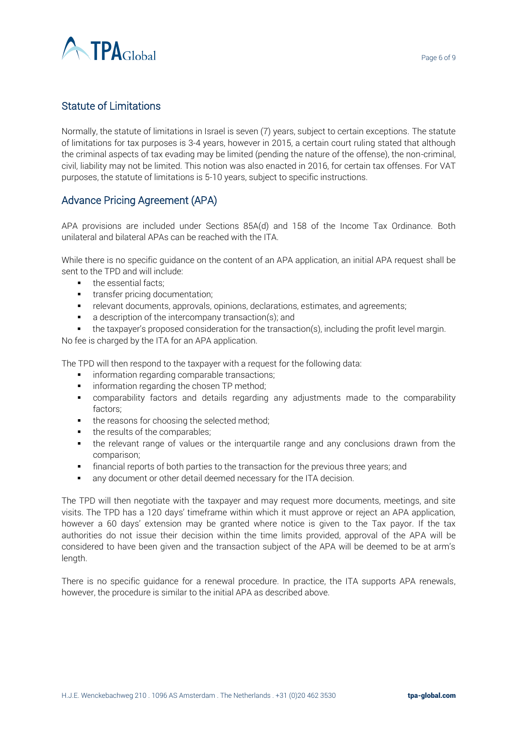## Statute of Limitations

Normally, the statute of limitations in Israel is seven (7) years, subject to certain exceptions. The statute of limitations for tax purposes is 3-4 years, however in 2015, a certain court ruling stated that although the criminal aspects of tax evading may be limited (pending the nature of the offense), the non-criminal, civil, liability may not be limited. This notion was also enacted in 2016, for certain tax offenses. For VAT purposes, the statute of limitations is 5-10 years, subject to specific instructions.

## Advance Pricing Agreement (APA)

APA provisions are included under Sections 85A(d) and 158 of the Income Tax Ordinance. Both unilateral and bilateral APAs can be reached with the ITA.

While there is no specific guidance on the content of an APA application, an initial APA request shall be sent to the TPD and will include:

- the essential facts;
- transfer pricing documentation;
- relevant documents, approvals, opinions, declarations, estimates, and agreements;
- a description of the intercompany transaction(s); and
- the taxpayer's proposed consideration for the transaction(s), including the profit level margin.

No fee is charged by the ITA for an APA application.

The TPD will then respond to the taxpayer with a request for the following data:

- information regarding comparable transactions;
- information regarding the chosen TP method;
- comparability factors and details regarding any adjustments made to the comparability factors;
- the reasons for choosing the selected method;
- the results of the comparables;
- the relevant range of values or the interquartile range and any conclusions drawn from the comparison;
- financial reports of both parties to the transaction for the previous three years; and
- any document or other detail deemed necessary for the ITA decision.

The TPD will then negotiate with the taxpayer and may request more documents, meetings, and site visits. The TPD has a 120 days' timeframe within which it must approve or reject an APA application, however a 60 days' extension may be granted where notice is given to the Tax payor. If the tax authorities do not issue their decision within the time limits provided, approval of the APA will be considered to have been given and the transaction subject of the APA will be deemed to be at arm's length.

There is no specific guidance for a renewal procedure. In practice, the ITA supports APA renewals, however, the procedure is similar to the initial APA as described above.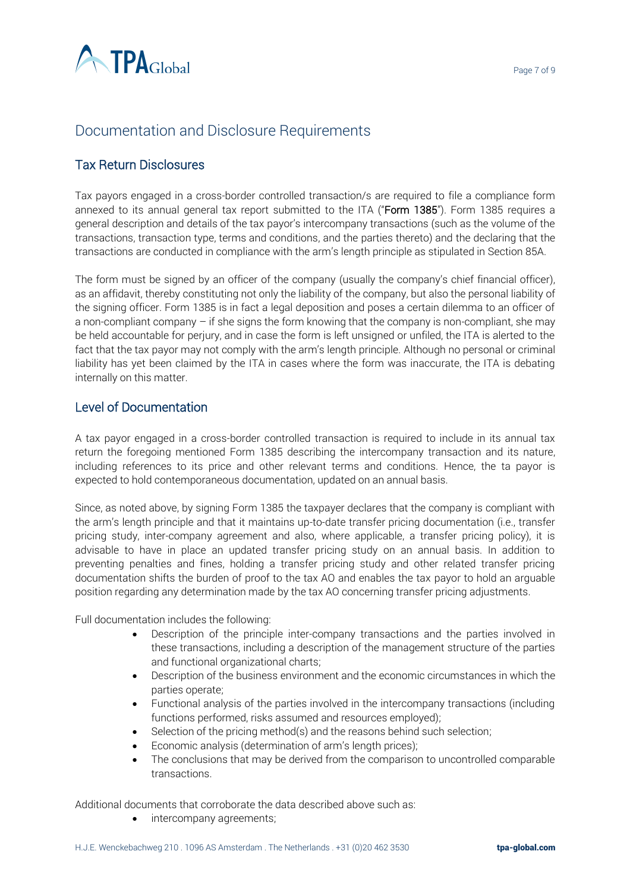# Documentation and Disclosure Requirements

## Tax Return Disclosures

Tax payors engaged in a cross-border controlled transaction/s are required to file a compliance form annexed to its annual general tax report submitted to the ITA ("Form 1385"). Form 1385 requires a general description and details of the tax payor's intercompany transactions (such as the volume of the transactions, transaction type, terms and conditions, and the parties thereto) and the declaring that the transactions are conducted in compliance with the arm's length principle as stipulated in Section 85A.

The form must be signed by an officer of the company (usually the company's chief financial officer), as an affidavit, thereby constituting not only the liability of the company, but also the personal liability of the signing officer. Form 1385 is in fact a legal deposition and poses a certain dilemma to an officer of a non-compliant company – if she signs the form knowing that the company is non-compliant, she may be held accountable for perjury, and in case the form is left unsigned or unfiled, the ITA is alerted to the fact that the tax payor may not comply with the arm's length principle. Although no personal or criminal liability has yet been claimed by the ITA in cases where the form was inaccurate, the ITA is debating internally on this matter.

## Level of Documentation

A tax payor engaged in a cross-border controlled transaction is required to include in its annual tax return the foregoing mentioned Form 1385 describing the intercompany transaction and its nature, including references to its price and other relevant terms and conditions. Hence, the ta payor is expected to hold contemporaneous documentation, updated on an annual basis.

Since, as noted above, by signing Form 1385 the taxpayer declares that the company is compliant with the arm's length principle and that it maintains up-to-date transfer pricing documentation (i.e., transfer pricing study, inter-company agreement and also, where applicable, a transfer pricing policy), it is advisable to have in place an updated transfer pricing study on an annual basis. In addition to preventing penalties and fines, holding a transfer pricing study and other related transfer pricing documentation shifts the burden of proof to the tax AO and enables the tax payor to hold an arguable position regarding any determination made by the tax AO concerning transfer pricing adjustments.

Full documentation includes the following:

- Description of the principle inter-company transactions and the parties involved in these transactions, including a description of the management structure of the parties and functional organizational charts;
- Description of the business environment and the economic circumstances in which the parties operate;
- Functional analysis of the parties involved in the intercompany transactions (including functions performed, risks assumed and resources employed);
- Selection of the pricing method(s) and the reasons behind such selection;
- Economic analysis (determination of arm's length prices);
- The conclusions that may be derived from the comparison to uncontrolled comparable transactions.

Additional documents that corroborate the data described above such as:

- intercompany agreements;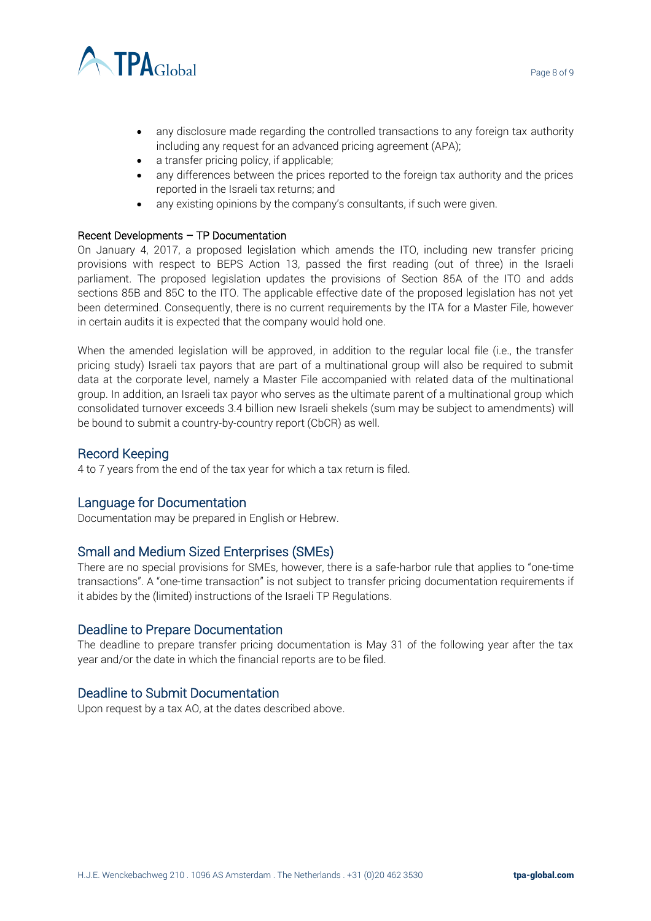- any disclosure made regarding the controlled transactions to any foreign tax authority including any request for an advanced pricing agreement (APA);
- a transfer pricing policy, if applicable;
- any differences between the prices reported to the foreign tax authority and the prices reported in the Israeli tax returns; and
- any existing opinions by the company's consultants, if such were given.

Recent Developments – TP Documentation

On January 4, 2017, a proposed legislation which amends the ITO, including new transfer pricing provisions with respect to BEPS Action 13, passed the first reading (out of three) in the Israeli parliament. The proposed legislation updates the provisions of Section 85A of the ITO and adds sections 85B and 85C to the ITO. The applicable effective date of the proposed legislation has not yet been determined. Consequently, there is no current requirements by the ITA for a Master File, however in certain audits it is expected that the company would hold one.

When the amended legislation will be approved, in addition to the regular local file (i.e., the transfer pricing study) Israeli tax payors that are part of a multinational group will also be required to submit data at the corporate level, namely a Master File accompanied with related data of the multinational group. In addition, an Israeli tax payor who serves as the ultimate parent of a multinational group which consolidated turnover exceeds 3.4 billion new Israeli shekels (sum may be subject to amendments) will be bound to submit a country-by-country report (CbCR) as well.

## Record Keeping

4 to 7 years from the end of the tax year for which a tax return is filed.

## Language for Documentation

Documentation may be prepared in English or Hebrew.

## Small and Medium Sized Enterprises (SMEs)

There are no special provisions for SMEs, however, there is a safe-harbor rule that applies to "one-time transactions". A "one-time transaction" is not subject to transfer pricing documentation requirements if it abides by the (limited) instructions of the Israeli TP Regulations.

## Deadline to Prepare Documentation

The deadline to prepare transfer pricing documentation is May 31 of the following year after the tax year and/or the date in which the financial reports are to be filed.

## Deadline to Submit Documentation

Upon request by a tax AO, at the dates described above.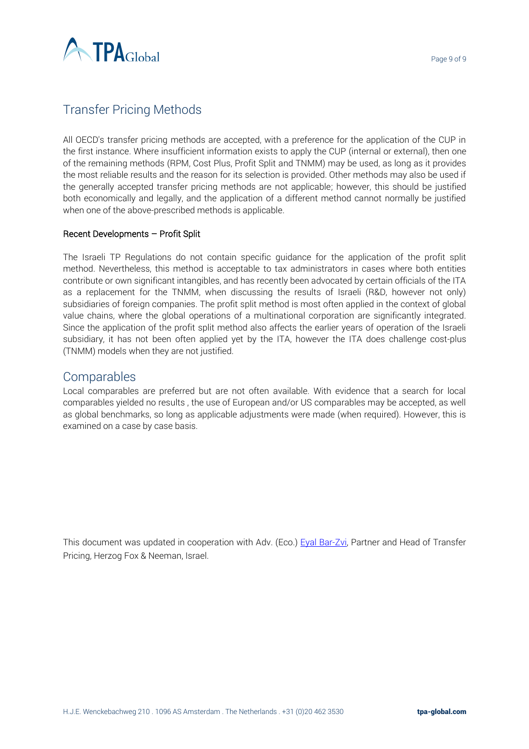## Transfer Pricing Methods

All OECD's transfer pricing methods are accepted, with a preference for the application of the CUP in the first instance. Where insufficient information exists to apply the CUP (internal or external), then one of the remaining methods (RPM, Cost Plus, Profit Split and TNMM) may be used, as long as it provides the most reliable results and the reason for its selection is provided. Other methods may also be used if the generally accepted transfer pricing methods are not applicable; however, this should be justified both economically and legally, and the application of a different method cannot normally be justified when one of the above-prescribed methods is applicable.

### Recent Developments – Profit Split

The Israeli TP Regulations do not contain specific guidance for the application of the profit split method. Nevertheless, this method is acceptable to tax administrators in cases where both entities contribute or own significant intangibles, and has recently been advocated by certain officials of the ITA as a replacement for the TNMM, when discussing the results of Israeli (R&D, however not only) subsidiaries of foreign companies. The profit split method is most often applied in the context of global value chains, where the global operations of a multinational corporation are significantly integrated. Since the application of the profit split method also affects the earlier years of operation of the Israeli subsidiary, it has not been often applied yet by the ITA, however the ITA does challenge cost-plus (TNMM) models when they are not justified.

## Comparables

Local comparables are preferred but are not often available. With evidence that a search for local comparables yielded no results , the use of European and/or US comparables may be accepted, as well as global benchmarks, so long as applicable adjustments were made (when required). However, this is examined on a case by case basis.

This document was updated in cooperation with Adv. (Eco.) Eyal Bar-Zvi, Partner and Head of Transfer Pricing, Herzog Fox & Neeman, Israel.